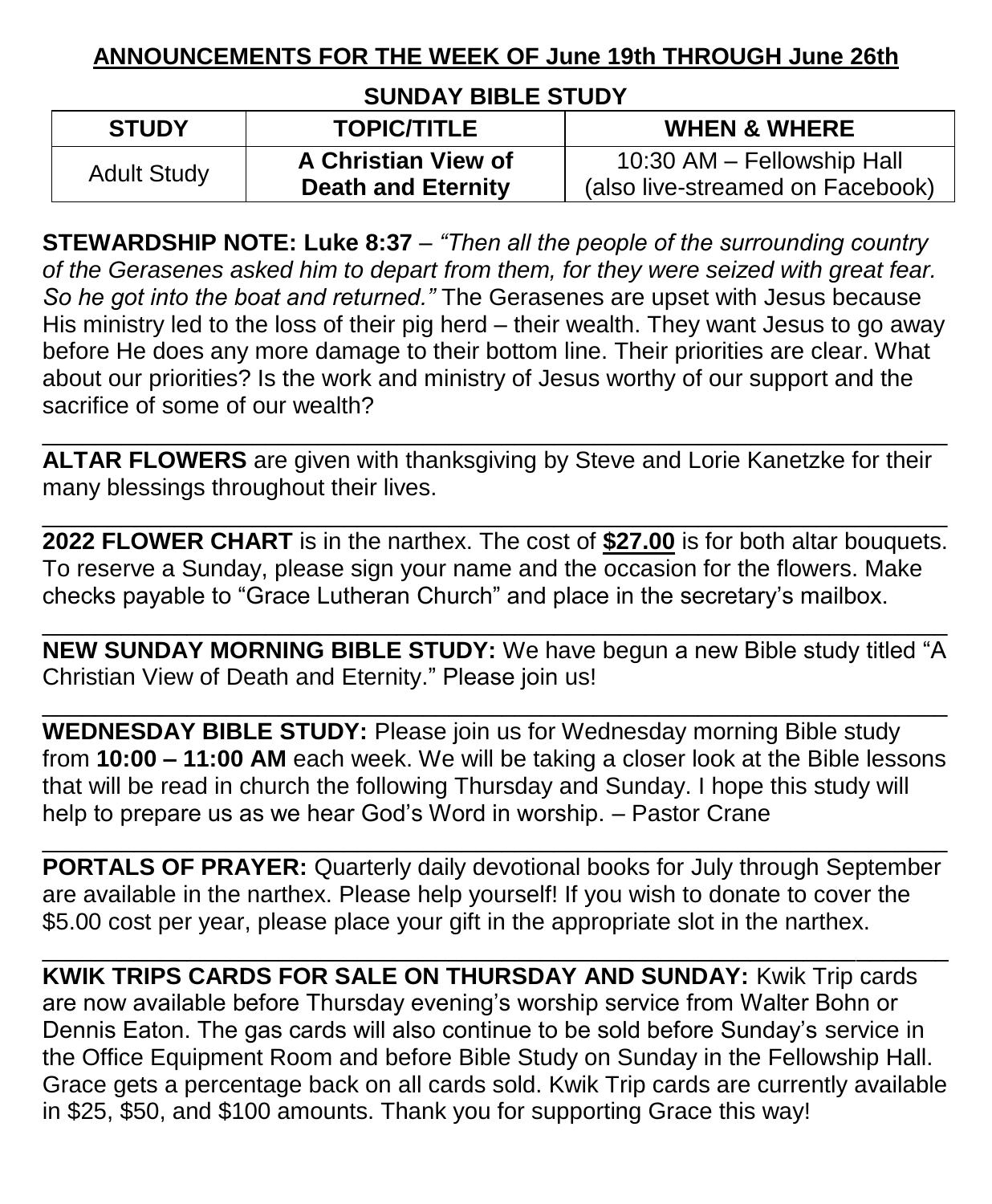# ANNOUNCEMENTS FOR THE WEEK OF June 19th THROUGH June 26th

## SUNDAY BIBLE STUDY

| STUDY | TOPIC/TITLE | WHEN & WHERE |
|---|---|---|
| Adult Study | **A Christian View of Death and Eternity** | 10:30 AM – Fellowship Hall (also live-streamed on Facebook) |

**STEWARDSHIP NOTE: Luke 8:37** – *"Then all the people of the surrounding country of the Gerasenes asked him to depart from them, for they were seized with great fear. So he got into the boat and returned."* The Gerasenes are upset with Jesus because His ministry led to the loss of their pig herd – their wealth. They want Jesus to go away before He does any more damage to their bottom line. Their priorities are clear. What about our priorities? Is the work and ministry of Jesus worthy of our support and the sacrifice of some of our wealth?

---

**ALTAR FLOWERS** are given with thanksgiving by Steve and Lorie Kanetzke for their many blessings throughout their lives.

---

**2022 FLOWER CHART** is in the narthex. The cost of **<u>$27.00</u>** is for both altar bouquets. To reserve a Sunday, please sign your name and the occasion for the flowers. Make checks payable to "Grace Lutheran Church" and place in the secretary's mailbox.

---

**NEW SUNDAY MORNING BIBLE STUDY:** We have begun a new Bible study titled "A Christian View of Death and Eternity." Please join us!

---

**WEDNESDAY BIBLE STUDY:** Please join us for Wednesday morning Bible study from **10:00 – 11:00 AM** each week. We will be taking a closer look at the Bible lessons that will be read in church the following Thursday and Sunday. I hope this study will help to prepare us as we hear God's Word in worship. – Pastor Crane

---

**PORTALS OF PRAYER:** Quarterly daily devotional books for July through September are available in the narthex. Please help yourself! If you wish to donate to cover the $5.00 cost per year, please place your gift in the appropriate slot in the narthex.

---

**KWIK TRIPS CARDS FOR SALE ON THURSDAY AND SUNDAY:** Kwik Trip cards are now available before Thursday evening's worship service from Walter Bohn or Dennis Eaton. The gas cards will also continue to be sold before Sunday's service in the Office Equipment Room and before Bible Study on Sunday in the Fellowship Hall. Grace gets a percentage back on all cards sold. Kwik Trip cards are currently available in $25, $50, and $100 amounts. Thank you for supporting Grace this way!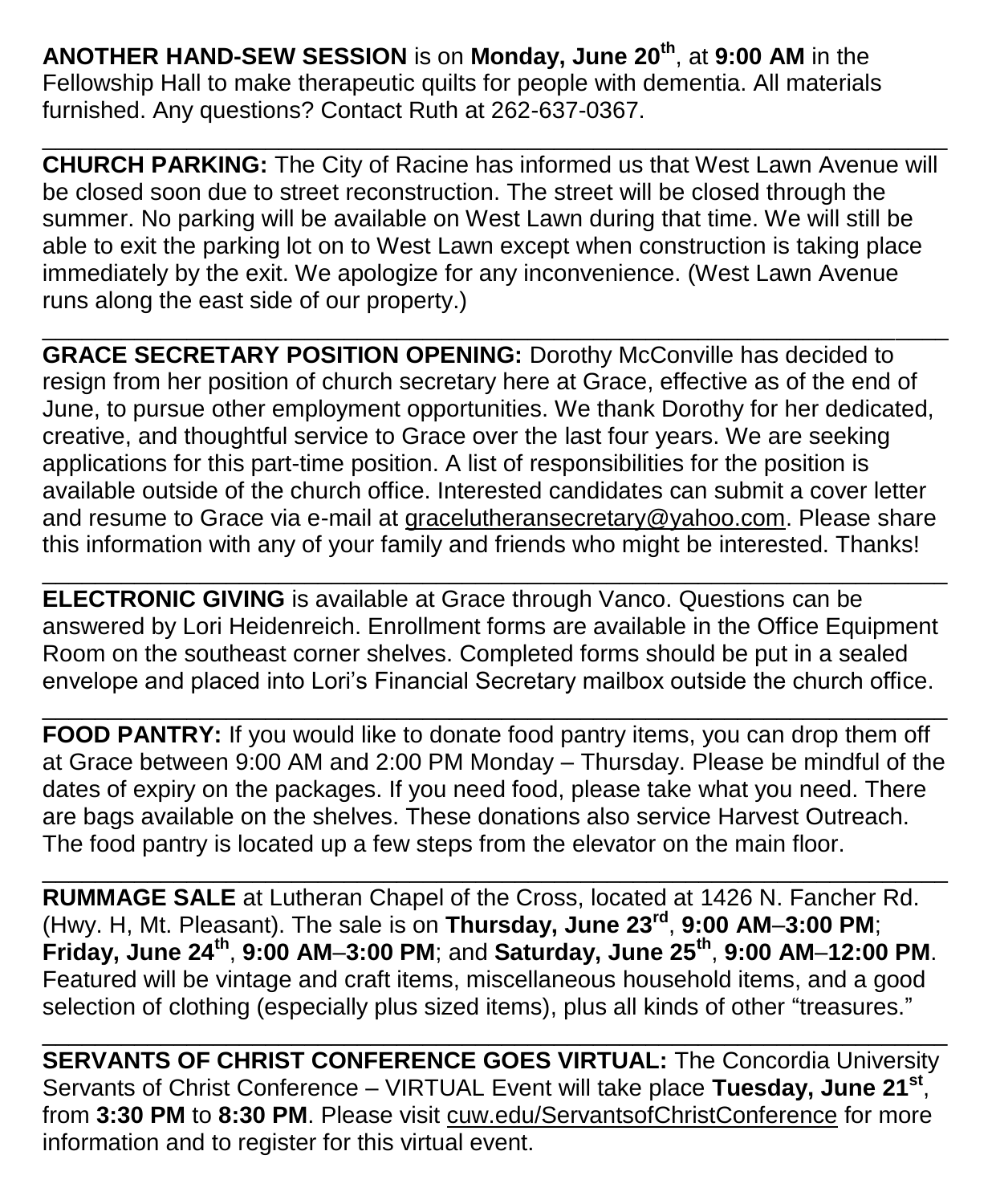**ANOTHER HAND-SEW SESSION** is on **Monday, June 20th**, at **9:00 AM** in the Fellowship Hall to make therapeutic quilts for people with dementia. All materials furnished. Any questions? Contact Ruth at 262-637-0367.

---

**CHURCH PARKING:** The City of Racine has informed us that West Lawn Avenue will be closed soon due to street reconstruction. The street will be closed through the summer. No parking will be available on West Lawn during that time. We will still be able to exit the parking lot on to West Lawn except when construction is taking place immediately by the exit. We apologize for any inconvenience. (West Lawn Avenue runs along the east side of our property.)

---

**GRACE SECRETARY POSITION OPENING:** Dorothy McConville has decided to resign from her position of church secretary here at Grace, effective as of the end of June, to pursue other employment opportunities. We thank Dorothy for her dedicated, creative, and thoughtful service to Grace over the last four years. We are seeking applications for this part-time position. A list of responsibilities for the position is available outside of the church office. Interested candidates can submit a cover letter and resume to Grace via e-mail at gracelutheransecretary@yahoo.com. Please share this information with any of your family and friends who might be interested. Thanks!

---

**ELECTRONIC GIVING** is available at Grace through Vanco. Questions can be answered by Lori Heidenreich. Enrollment forms are available in the Office Equipment Room on the southeast corner shelves. Completed forms should be put in a sealed envelope and placed into Lori's Financial Secretary mailbox outside the church office.

---

**FOOD PANTRY:** If you would like to donate food pantry items, you can drop them off at Grace between 9:00 AM and 2:00 PM Monday – Thursday. Please be mindful of the dates of expiry on the packages. If you need food, please take what you need. There are bags available on the shelves. These donations also service Harvest Outreach. The food pantry is located up a few steps from the elevator on the main floor.

---

**RUMMAGE SALE** at Lutheran Chapel of the Cross, located at 1426 N. Fancher Rd. (Hwy. H, Mt. Pleasant). The sale is on **Thursday, June 23rd**, **9:00 AM**–**3:00 PM**; **Friday, June 24th**, **9:00 AM**–**3:00 PM**; and **Saturday, June 25th**, **9:00 AM**–**12:00 PM**. Featured will be vintage and craft items, miscellaneous household items, and a good selection of clothing (especially plus sized items), plus all kinds of other "treasures."

---

**SERVANTS OF CHRIST CONFERENCE GOES VIRTUAL:** The Concordia University Servants of Christ Conference – VIRTUAL Event will take place **Tuesday, June 21st**, from **3:30 PM** to **8:30 PM**. Please visit cuw.edu/ServantsofChristConference for more information and to register for this virtual event.